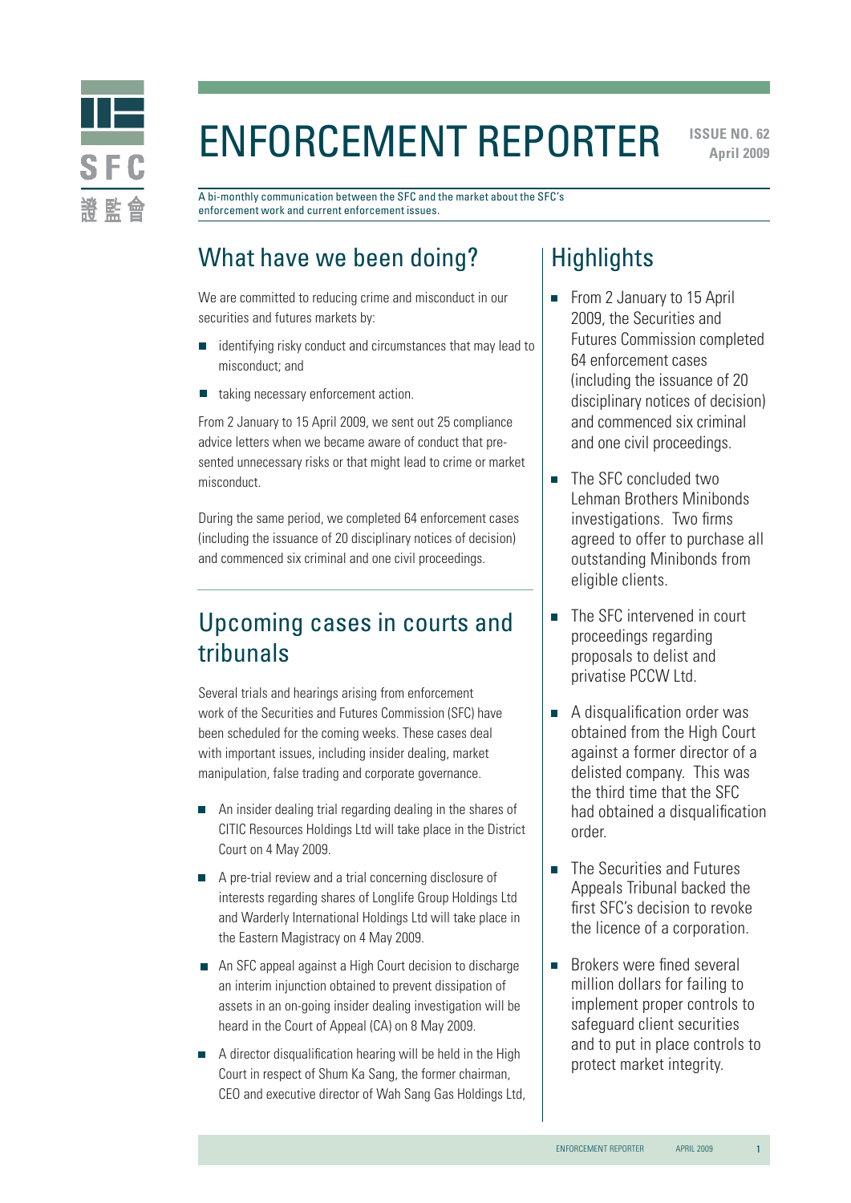# ENFORCEMENT REPORTER

**ISSUE NO. 62**
**April 2009**

A bi-monthly communication between the SFC and the market about the SFC's enforcement work and current enforcement issues.

## What have we been doing?

We are committed to reducing crime and misconduct in our securities and futures markets by:

- identifying risky conduct and circumstances that may lead to misconduct; and
- taking necessary enforcement action.

From 2 January to 15 April 2009, we sent out 25 compliance advice letters when we became aware of conduct that presented unnecessary risks or that might lead to crime or market misconduct.

During the same period, we completed 64 enforcement cases (including the issuance of 20 disciplinary notices of decision) and commenced six criminal and one civil proceedings.

## Upcoming cases in courts and tribunals

Several trials and hearings arising from enforcement work of the Securities and Futures Commission (SFC) have been scheduled for the coming weeks. These cases deal with important issues, including insider dealing, market manipulation, false trading and corporate governance.

- An insider dealing trial regarding dealing in the shares of CITIC Resources Holdings Ltd will take place in the District Court on 4 May 2009.
- A pre-trial review and a trial concerning disclosure of interests regarding shares of Longlife Group Holdings Ltd and Warderly International Holdings Ltd will take place in the Eastern Magistracy on 4 May 2009.
- An SFC appeal against a High Court decision to discharge an interim injunction obtained to prevent dissipation of assets in an on-going insider dealing investigation will be heard in the Court of Appeal (CA) on 8 May 2009.
- A director disqualification hearing will be held in the High Court in respect of Shum Ka Sang, the former chairman, CEO and executive director of Wah Sang Gas Holdings Ltd,

## Highlights

- From 2 January to 15 April 2009, the Securities and Futures Commission completed 64 enforcement cases (including the issuance of 20 disciplinary notices of decision) and commenced six criminal and one civil proceedings.
- The SFC concluded two Lehman Brothers Minibonds investigations. Two firms agreed to offer to purchase all outstanding Minibonds from eligible clients.
- The SFC intervened in court proceedings regarding proposals to delist and privatise PCCW Ltd.
- A disqualification order was obtained from the High Court against a former director of a delisted company. This was the third time that the SFC had obtained a disqualification order.
- The Securities and Futures Appeals Tribunal backed the first SFC's decision to revoke the licence of a corporation.
- Brokers were fined several million dollars for failing to implement proper controls to safeguard client securities and to put in place controls to protect market integrity.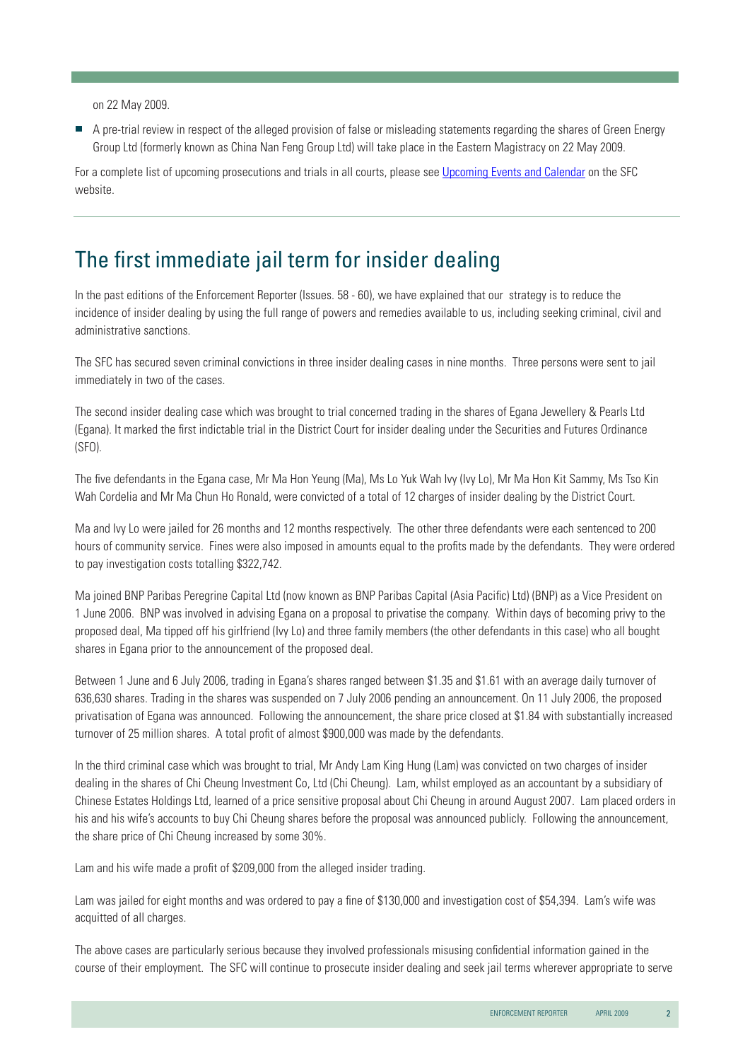on 22 May 2009.

- A pre-trial review in respect of the alleged provision of false or misleading statements regarding the shares of Green Energy Group Ltd (formerly known as China Nan Feng Group Ltd) will take place in the Eastern Magistracy on 22 May 2009.

For a complete list of upcoming prosecutions and trials in all courts, please see Upcoming Events and Calendar on the SFC website.

## The first immediate jail term for insider dealing

In the past editions of the Enforcement Reporter (Issues. 58 - 60), we have explained that our strategy is to reduce the incidence of insider dealing by using the full range of powers and remedies available to us, including seeking criminal, civil and administrative sanctions.

The SFC has secured seven criminal convictions in three insider dealing cases in nine months. Three persons were sent to jail immediately in two of the cases.

The second insider dealing case which was brought to trial concerned trading in the shares of Egana Jewellery & Pearls Ltd (Egana). It marked the first indictable trial in the District Court for insider dealing under the Securities and Futures Ordinance (SFO).

The five defendants in the Egana case, Mr Ma Hon Yeung (Ma), Ms Lo Yuk Wah Ivy (Ivy Lo), Mr Ma Hon Kit Sammy, Ms Tso Kin Wah Cordelia and Mr Ma Chun Ho Ronald, were convicted of a total of 12 charges of insider dealing by the District Court.

Ma and Ivy Lo were jailed for 26 months and 12 months respectively. The other three defendants were each sentenced to 200 hours of community service. Fines were also imposed in amounts equal to the profits made by the defendants. They were ordered to pay investigation costs totalling $322,742.

Ma joined BNP Paribas Peregrine Capital Ltd (now known as BNP Paribas Capital (Asia Pacific) Ltd) (BNP) as a Vice President on 1 June 2006. BNP was involved in advising Egana on a proposal to privatise the company. Within days of becoming privy to the proposed deal, Ma tipped off his girlfriend (Ivy Lo) and three family members (the other defendants in this case) who all bought shares in Egana prior to the announcement of the proposed deal.

Between 1 June and 6 July 2006, trading in Egana's shares ranged between $1.35 and $1.61 with an average daily turnover of 636,630 shares. Trading in the shares was suspended on 7 July 2006 pending an announcement. On 11 July 2006, the proposed privatisation of Egana was announced. Following the announcement, the share price closed at $1.84 with substantially increased turnover of 25 million shares. A total profit of almost $900,000 was made by the defendants.

In the third criminal case which was brought to trial, Mr Andy Lam King Hung (Lam) was convicted on two charges of insider dealing in the shares of Chi Cheung Investment Co, Ltd (Chi Cheung). Lam, whilst employed as an accountant by a subsidiary of Chinese Estates Holdings Ltd, learned of a price sensitive proposal about Chi Cheung in around August 2007. Lam placed orders in his and his wife's accounts to buy Chi Cheung shares before the proposal was announced publicly. Following the announcement, the share price of Chi Cheung increased by some 30%.

Lam and his wife made a profit of $209,000 from the alleged insider trading.

Lam was jailed for eight months and was ordered to pay a fine of $130,000 and investigation cost of $54,394. Lam's wife was acquitted of all charges.

The above cases are particularly serious because they involved professionals misusing confidential information gained in the course of their employment. The SFC will continue to prosecute insider dealing and seek jail terms wherever appropriate to serve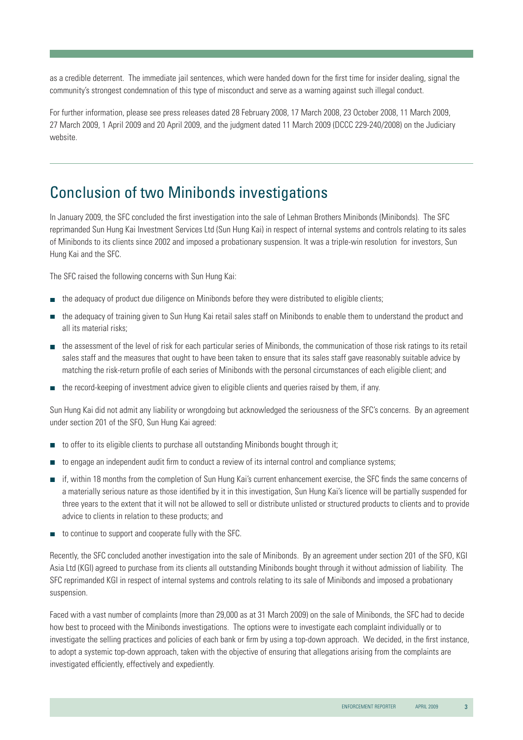as a credible deterrent. The immediate jail sentences, which were handed down for the first time for insider dealing, signal the community's strongest condemnation of this type of misconduct and serve as a warning against such illegal conduct.

For further information, please see press releases dated 28 February 2008, 17 March 2008, 23 October 2008, 11 March 2009, 27 March 2009, 1 April 2009 and 20 April 2009, and the judgment dated 11 March 2009 (DCCC 229-240/2008) on the Judiciary website.

## Conclusion of two Minibonds investigations

In January 2009, the SFC concluded the first investigation into the sale of Lehman Brothers Minibonds (Minibonds). The SFC reprimanded Sun Hung Kai Investment Services Ltd (Sun Hung Kai) in respect of internal systems and controls relating to its sales of Minibonds to its clients since 2002 and imposed a probationary suspension. It was a triple-win resolution for investors, Sun Hung Kai and the SFC.

The SFC raised the following concerns with Sun Hung Kai:

- the adequacy of product due diligence on Minibonds before they were distributed to eligible clients;
- the adequacy of training given to Sun Hung Kai retail sales staff on Minibonds to enable them to understand the product and all its material risks;
- the assessment of the level of risk for each particular series of Minibonds, the communication of those risk ratings to its retail sales staff and the measures that ought to have been taken to ensure that its sales staff gave reasonably suitable advice by matching the risk-return profile of each series of Minibonds with the personal circumstances of each eligible client; and
- the record-keeping of investment advice given to eligible clients and queries raised by them, if any.

Sun Hung Kai did not admit any liability or wrongdoing but acknowledged the seriousness of the SFC's concerns. By an agreement under section 201 of the SFO, Sun Hung Kai agreed:

- to offer to its eligible clients to purchase all outstanding Minibonds bought through it;
- to engage an independent audit firm to conduct a review of its internal control and compliance systems;
- if, within 18 months from the completion of Sun Hung Kai's current enhancement exercise, the SFC finds the same concerns of a materially serious nature as those identified by it in this investigation, Sun Hung Kai's licence will be partially suspended for three years to the extent that it will not be allowed to sell or distribute unlisted or structured products to clients and to provide advice to clients in relation to these products; and
- to continue to support and cooperate fully with the SFC.

Recently, the SFC concluded another investigation into the sale of Minibonds. By an agreement under section 201 of the SFO, KGI Asia Ltd (KGI) agreed to purchase from its clients all outstanding Minibonds bought through it without admission of liability. The SFC reprimanded KGI in respect of internal systems and controls relating to its sale of Minibonds and imposed a probationary suspension.

Faced with a vast number of complaints (more than 29,000 as at 31 March 2009) on the sale of Minibonds, the SFC had to decide how best to proceed with the Minibonds investigations. The options were to investigate each complaint individually or to investigate the selling practices and policies of each bank or firm by using a top-down approach. We decided, in the first instance, to adopt a systemic top-down approach, taken with the objective of ensuring that allegations arising from the complaints are investigated efficiently, effectively and expediently.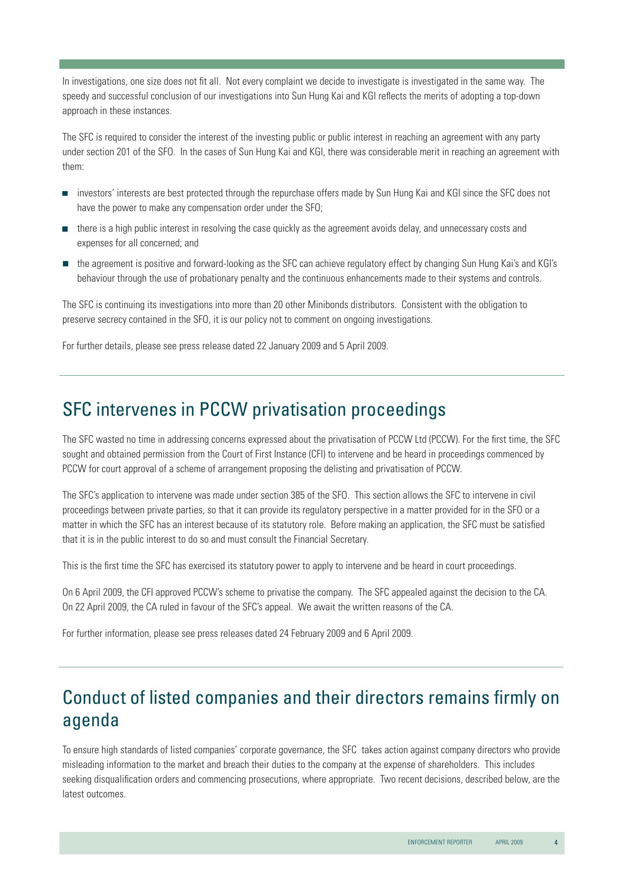In investigations, one size does not fit all. Not every complaint we decide to investigate is investigated in the same way. The speedy and successful conclusion of our investigations into Sun Hung Kai and KGI reflects the merits of adopting a top-down approach in these instances.

The SFC is required to consider the interest of the investing public or public interest in reaching an agreement with any party under section 201 of the SFO. In the cases of Sun Hung Kai and KGI, there was considerable merit in reaching an agreement with them:

- investors' interests are best protected through the repurchase offers made by Sun Hung Kai and KGI since the SFC does not have the power to make any compensation order under the SFO;
- there is a high public interest in resolving the case quickly as the agreement avoids delay, and unnecessary costs and expenses for all concerned; and
- the agreement is positive and forward-looking as the SFC can achieve regulatory effect by changing Sun Hung Kai's and KGI's behaviour through the use of probationary penalty and the continuous enhancements made to their systems and controls.

The SFC is continuing its investigations into more than 20 other Minibonds distributors. Consistent with the obligation to preserve secrecy contained in the SFO, it is our policy not to comment on ongoing investigations.

For further details, please see press release dated 22 January 2009 and 5 April 2009.

## SFC intervenes in PCCW privatisation proceedings

The SFC wasted no time in addressing concerns expressed about the privatisation of PCCW Ltd (PCCW). For the first time, the SFC sought and obtained permission from the Court of First Instance (CFI) to intervene and be heard in proceedings commenced by PCCW for court approval of a scheme of arrangement proposing the delisting and privatisation of PCCW.

The SFC's application to intervene was made under section 385 of the SFO. This section allows the SFC to intervene in civil proceedings between private parties, so that it can provide its regulatory perspective in a matter provided for in the SFO or a matter in which the SFC has an interest because of its statutory role. Before making an application, the SFC must be satisfied that it is in the public interest to do so and must consult the Financial Secretary.

This is the first time the SFC has exercised its statutory power to apply to intervene and be heard in court proceedings.

On 6 April 2009, the CFI approved PCCW's scheme to privatise the company. The SFC appealed against the decision to the CA. On 22 April 2009, the CA ruled in favour of the SFC's appeal. We await the written reasons of the CA.

For further information, please see press releases dated 24 February 2009 and 6 April 2009.

## Conduct of listed companies and their directors remains firmly on agenda

To ensure high standards of listed companies' corporate governance, the SFC takes action against company directors who provide misleading information to the market and breach their duties to the company at the expense of shareholders. This includes seeking disqualification orders and commencing prosecutions, where appropriate. Two recent decisions, described below, are the latest outcomes.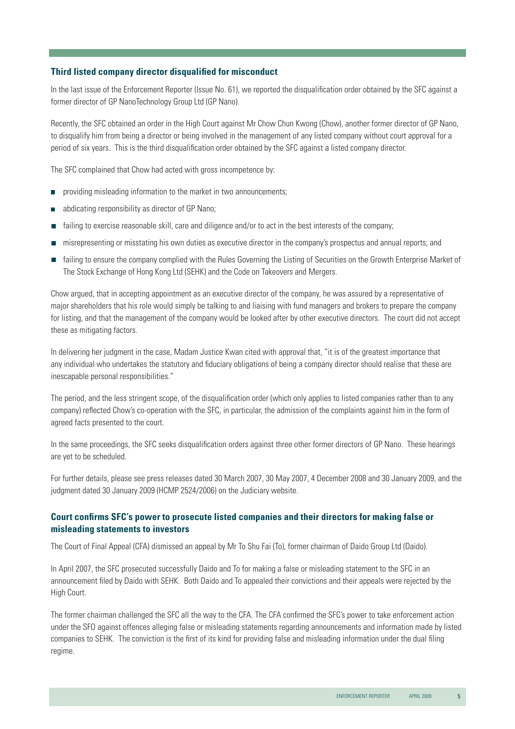### Third listed company director disqualified for misconduct

In the last issue of the Enforcement Reporter (Issue No. 61), we reported the disqualification order obtained by the SFC against a former director of GP NanoTechnology Group Ltd (GP Nano).

Recently, the SFC obtained an order in the High Court against Mr Chow Chun Kwong (Chow), another former director of GP Nano, to disqualify him from being a director or being involved in the management of any listed company without court approval for a period of six years. This is the third disqualification order obtained by the SFC against a listed company director.

The SFC complained that Chow had acted with gross incompetence by:

- providing misleading information to the market in two announcements;
- abdicating responsibility as director of GP Nano;
- failing to exercise reasonable skill, care and diligence and/or to act in the best interests of the company;
- misrepresenting or misstating his own duties as executive director in the company's prospectus and annual reports; and
- failing to ensure the company complied with the Rules Governing the Listing of Securities on the Growth Enterprise Market of The Stock Exchange of Hong Kong Ltd (SEHK) and the Code on Takeovers and Mergers.

Chow argued, that in accepting appointment as an executive director of the company, he was assured by a representative of major shareholders that his role would simply be talking to and liaising with fund managers and brokers to prepare the company for listing, and that the management of the company would be looked after by other executive directors. The court did not accept these as mitigating factors.

In delivering her judgment in the case, Madam Justice Kwan cited with approval that, "it is of the greatest importance that any individual who undertakes the statutory and fiduciary obligations of being a company director should realise that these are inescapable personal responsibilities."

The period, and the less stringent scope, of the disqualification order (which only applies to listed companies rather than to any company) reflected Chow's co-operation with the SFC, in particular, the admission of the complaints against him in the form of agreed facts presented to the court.

In the same proceedings, the SFC seeks disqualification orders against three other former directors of GP Nano. These hearings are yet to be scheduled.

For further details, please see press releases dated 30 March 2007, 30 May 2007, 4 December 2008 and 30 January 2009, and the judgment dated 30 January 2009 (HCMP 2524/2006) on the Judiciary website.

### Court confirms SFC's power to prosecute listed companies and their directors for making false or misleading statements to investors

The Court of Final Appeal (CFA) dismissed an appeal by Mr To Shu Fai (To), former chairman of Daido Group Ltd (Daido).

In April 2007, the SFC prosecuted successfully Daido and To for making a false or misleading statement to the SFC in an announcement filed by Daido with SEHK. Both Daido and To appealed their convictions and their appeals were rejected by the High Court.

The former chairman challenged the SFC all the way to the CFA. The CFA confirmed the SFC's power to take enforcement action under the SFO against offences alleging false or misleading statements regarding announcements and information made by listed companies to SEHK. The conviction is the first of its kind for providing false and misleading information under the dual filing regime.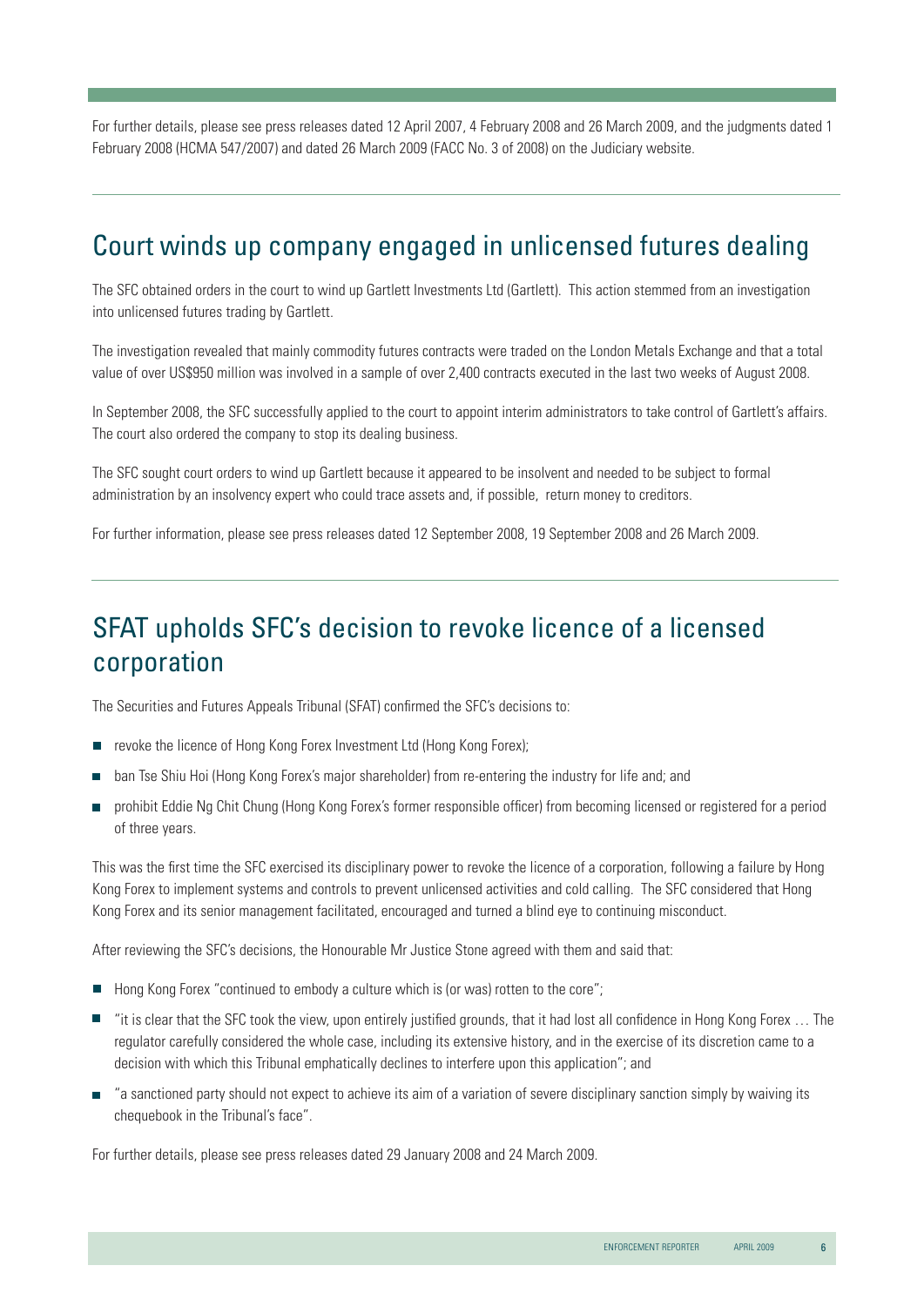For further details, please see press releases dated 12 April 2007, 4 February 2008 and 26 March 2009, and the judgments dated 1 February 2008 (HCMA 547/2007) and dated 26 March 2009 (FACC No. 3 of 2008) on the Judiciary website.

## Court winds up company engaged in unlicensed futures dealing

The SFC obtained orders in the court to wind up Gartlett Investments Ltd (Gartlett). This action stemmed from an investigation into unlicensed futures trading by Gartlett.

The investigation revealed that mainly commodity futures contracts were traded on the London Metals Exchange and that a total value of over US$950 million was involved in a sample of over 2,400 contracts executed in the last two weeks of August 2008.

In September 2008, the SFC successfully applied to the court to appoint interim administrators to take control of Gartlett's affairs. The court also ordered the company to stop its dealing business.

The SFC sought court orders to wind up Gartlett because it appeared to be insolvent and needed to be subject to formal administration by an insolvency expert who could trace assets and, if possible, return money to creditors.

For further information, please see press releases dated 12 September 2008, 19 September 2008 and 26 March 2009.

## SFAT upholds SFC's decision to revoke licence of a licensed corporation

The Securities and Futures Appeals Tribunal (SFAT) confirmed the SFC's decisions to:

- revoke the licence of Hong Kong Forex Investment Ltd (Hong Kong Forex);
- ban Tse Shiu Hoi (Hong Kong Forex's major shareholder) from re-entering the industry for life and; and
- prohibit Eddie Ng Chit Chung (Hong Kong Forex's former responsible officer) from becoming licensed or registered for a period of three years.

This was the first time the SFC exercised its disciplinary power to revoke the licence of a corporation, following a failure by Hong Kong Forex to implement systems and controls to prevent unlicensed activities and cold calling. The SFC considered that Hong Kong Forex and its senior management facilitated, encouraged and turned a blind eye to continuing misconduct.

After reviewing the SFC's decisions, the Honourable Mr Justice Stone agreed with them and said that:

- Hong Kong Forex "continued to embody a culture which is (or was) rotten to the core";
- "it is clear that the SFC took the view, upon entirely justified grounds, that it had lost all confidence in Hong Kong Forex … The regulator carefully considered the whole case, including its extensive history, and in the exercise of its discretion came to a decision with which this Tribunal emphatically declines to interfere upon this application"; and
- "a sanctioned party should not expect to achieve its aim of a variation of severe disciplinary sanction simply by waiving its chequebook in the Tribunal's face".

For further details, please see press releases dated 29 January 2008 and 24 March 2009.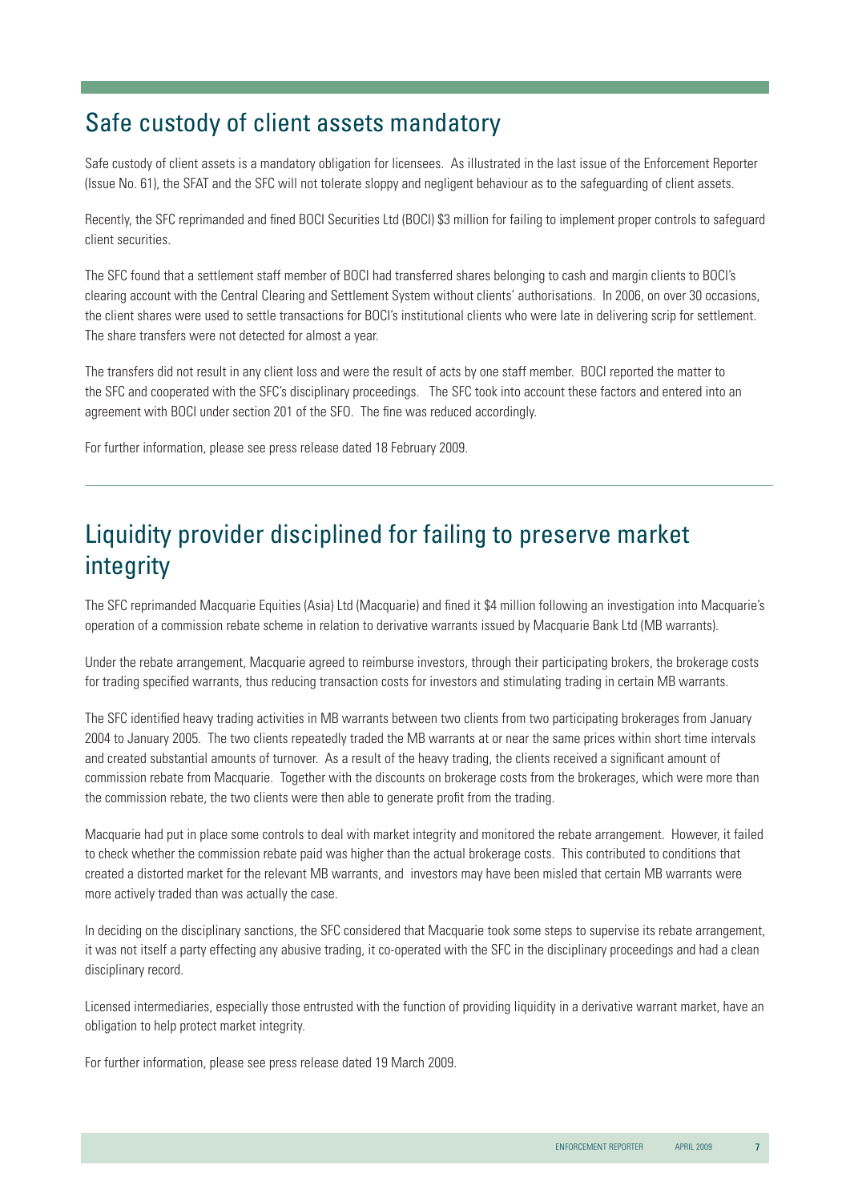## Safe custody of client assets mandatory

Safe custody of client assets is a mandatory obligation for licensees. As illustrated in the last issue of the Enforcement Reporter (Issue No. 61), the SFAT and the SFC will not tolerate sloppy and negligent behaviour as to the safeguarding of client assets.

Recently, the SFC reprimanded and fined BOCI Securities Ltd (BOCI) $3 million for failing to implement proper controls to safeguard client securities.

The SFC found that a settlement staff member of BOCI had transferred shares belonging to cash and margin clients to BOCI's clearing account with the Central Clearing and Settlement System without clients' authorisations. In 2006, on over 30 occasions, the client shares were used to settle transactions for BOCI's institutional clients who were late in delivering scrip for settlement. The share transfers were not detected for almost a year.

The transfers did not result in any client loss and were the result of acts by one staff member. BOCI reported the matter to the SFC and cooperated with the SFC's disciplinary proceedings. The SFC took into account these factors and entered into an agreement with BOCI under section 201 of the SFO. The fine was reduced accordingly.

For further information, please see press release dated 18 February 2009.

## Liquidity provider disciplined for failing to preserve market integrity

The SFC reprimanded Macquarie Equities (Asia) Ltd (Macquarie) and fined it $4 million following an investigation into Macquarie's operation of a commission rebate scheme in relation to derivative warrants issued by Macquarie Bank Ltd (MB warrants).

Under the rebate arrangement, Macquarie agreed to reimburse investors, through their participating brokers, the brokerage costs for trading specified warrants, thus reducing transaction costs for investors and stimulating trading in certain MB warrants.

The SFC identified heavy trading activities in MB warrants between two clients from two participating brokerages from January 2004 to January 2005. The two clients repeatedly traded the MB warrants at or near the same prices within short time intervals and created substantial amounts of turnover. As a result of the heavy trading, the clients received a significant amount of commission rebate from Macquarie. Together with the discounts on brokerage costs from the brokerages, which were more than the commission rebate, the two clients were then able to generate profit from the trading.

Macquarie had put in place some controls to deal with market integrity and monitored the rebate arrangement. However, it failed to check whether the commission rebate paid was higher than the actual brokerage costs. This contributed to conditions that created a distorted market for the relevant MB warrants, and investors may have been misled that certain MB warrants were more actively traded than was actually the case.

In deciding on the disciplinary sanctions, the SFC considered that Macquarie took some steps to supervise its rebate arrangement, it was not itself a party effecting any abusive trading, it co-operated with the SFC in the disciplinary proceedings and had a clean disciplinary record.

Licensed intermediaries, especially those entrusted with the function of providing liquidity in a derivative warrant market, have an obligation to help protect market integrity.

For further information, please see press release dated 19 March 2009.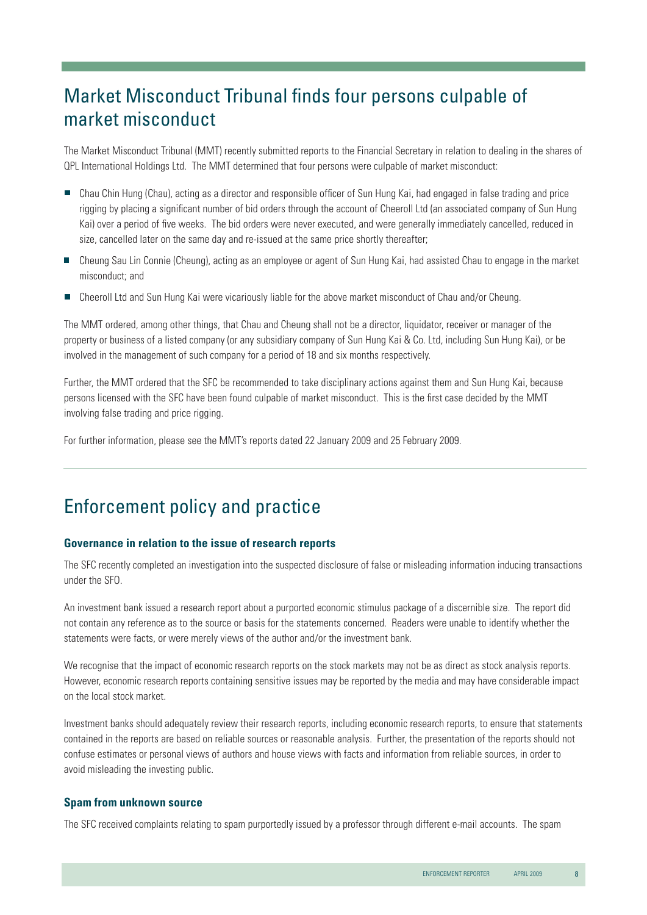## Market Misconduct Tribunal finds four persons culpable of market misconduct

The Market Misconduct Tribunal (MMT) recently submitted reports to the Financial Secretary in relation to dealing in the shares of QPL International Holdings Ltd. The MMT determined that four persons were culpable of market misconduct:

- Chau Chin Hung (Chau), acting as a director and responsible officer of Sun Hung Kai, had engaged in false trading and price rigging by placing a significant number of bid orders through the account of Cheeroll Ltd (an associated company of Sun Hung Kai) over a period of five weeks. The bid orders were never executed, and were generally immediately cancelled, reduced in size, cancelled later on the same day and re-issued at the same price shortly thereafter;
- Cheung Sau Lin Connie (Cheung), acting as an employee or agent of Sun Hung Kai, had assisted Chau to engage in the market misconduct; and
- Cheeroll Ltd and Sun Hung Kai were vicariously liable for the above market misconduct of Chau and/or Cheung.

The MMT ordered, among other things, that Chau and Cheung shall not be a director, liquidator, receiver or manager of the property or business of a listed company (or any subsidiary company of Sun Hung Kai & Co. Ltd, including Sun Hung Kai), or be involved in the management of such company for a period of 18 and six months respectively.

Further, the MMT ordered that the SFC be recommended to take disciplinary actions against them and Sun Hung Kai, because persons licensed with the SFC have been found culpable of market misconduct. This is the first case decided by the MMT involving false trading and price rigging.

For further information, please see the MMT's reports dated 22 January 2009 and 25 February 2009.

## Enforcement policy and practice

### Governance in relation to the issue of research reports

The SFC recently completed an investigation into the suspected disclosure of false or misleading information inducing transactions under the SFO.

An investment bank issued a research report about a purported economic stimulus package of a discernible size. The report did not contain any reference as to the source or basis for the statements concerned. Readers were unable to identify whether the statements were facts, or were merely views of the author and/or the investment bank.

We recognise that the impact of economic research reports on the stock markets may not be as direct as stock analysis reports. However, economic research reports containing sensitive issues may be reported by the media and may have considerable impact on the local stock market.

Investment banks should adequately review their research reports, including economic research reports, to ensure that statements contained in the reports are based on reliable sources or reasonable analysis. Further, the presentation of the reports should not confuse estimates or personal views of authors and house views with facts and information from reliable sources, in order to avoid misleading the investing public.

### Spam from unknown source

The SFC received complaints relating to spam purportedly issued by a professor through different e-mail accounts. The spam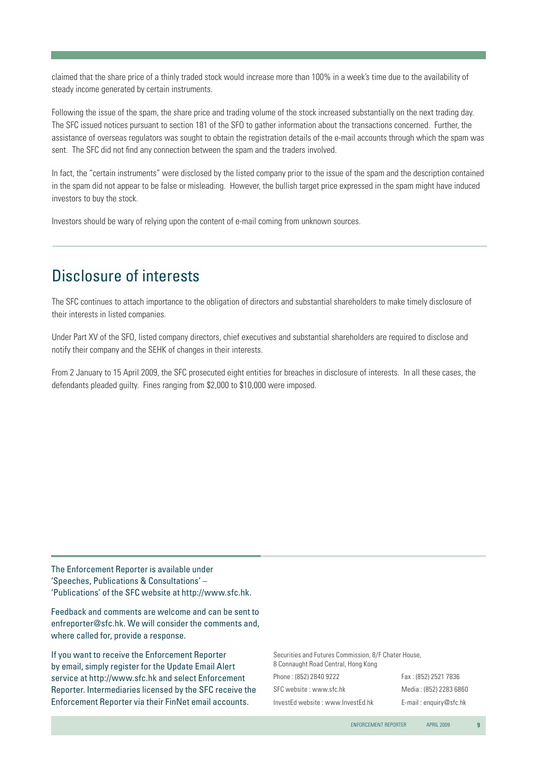claimed that the share price of a thinly traded stock would increase more than 100% in a week's time due to the availability of steady income generated by certain instruments.

Following the issue of the spam, the share price and trading volume of the stock increased substantially on the next trading day. The SFC issued notices pursuant to section 181 of the SFO to gather information about the transactions concerned. Further, the assistance of overseas regulators was sought to obtain the registration details of the e-mail accounts through which the spam was sent. The SFC did not find any connection between the spam and the traders involved.

In fact, the "certain instruments" were disclosed by the listed company prior to the issue of the spam and the description contained in the spam did not appear to be false or misleading. However, the bullish target price expressed in the spam might have induced investors to buy the stock.

Investors should be wary of relying upon the content of e-mail coming from unknown sources.

## Disclosure of interests

The SFC continues to attach importance to the obligation of directors and substantial shareholders to make timely disclosure of their interests in listed companies.

Under Part XV of the SFO, listed company directors, chief executives and substantial shareholders are required to disclose and notify their company and the SEHK of changes in their interests.

From 2 January to 15 April 2009, the SFC prosecuted eight entities for breaches in disclosure of interests. In all these cases, the defendants pleaded guilty. Fines ranging from $2,000 to $10,000 were imposed.

The Enforcement Reporter is available under 'Speeches, Publications & Consultations' – 'Publications' of the SFC website at http://www.sfc.hk.

Feedback and comments are welcome and can be sent to enfreporter@sfc.hk. We will consider the comments and, where called for, provide a response.

If you want to receive the Enforcement Reporter by email, simply register for the Update Email Alert service at http://www.sfc.hk and select Enforcement Reporter. Intermediaries licensed by the SFC receive the Enforcement Reporter via their FinNet email accounts.

Securities and Futures Commission, 8/F Chater House, 8 Connaught Road Central, Hong Kong

Phone : (852) 2840 9222
Fax : (852) 2521 7836
SFC website : www.sfc.hk
Media : (852) 2283 6860
InvestEd website : www.InvestEd.hk
E-mail : enquiry@sfc.hk